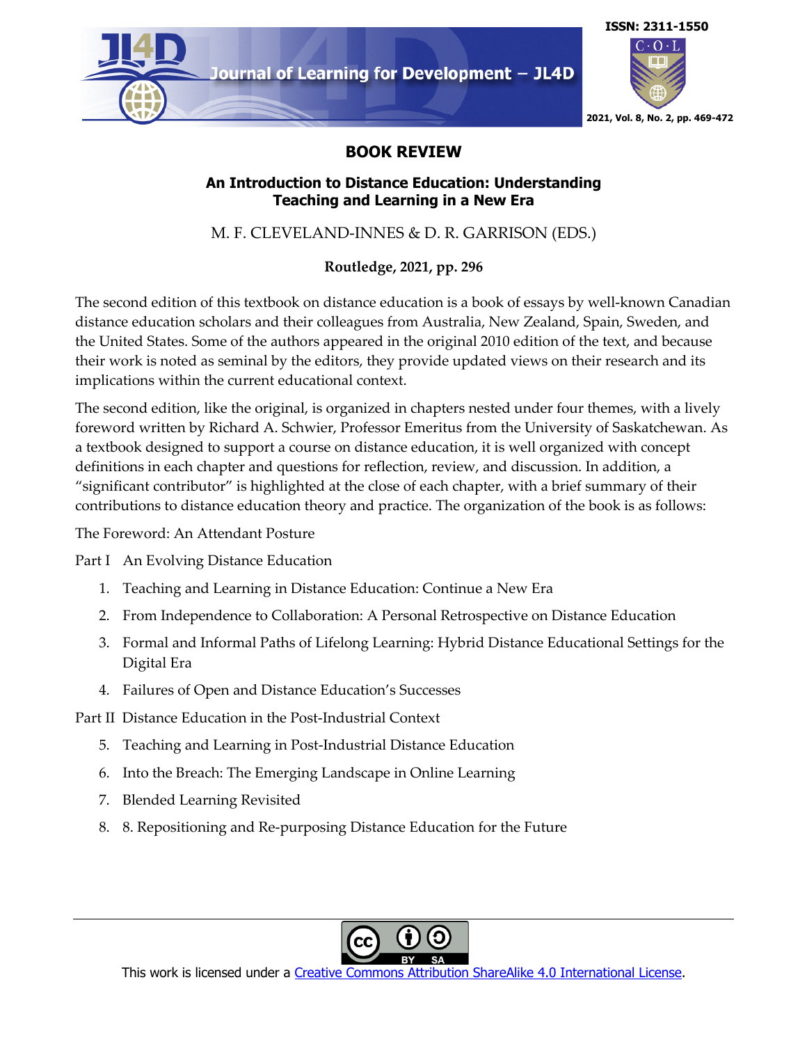# BOOK REVIEW

## An Introduction to Distance Education: Understanding Teaching and Learning in a New Era

M. F. CLEVELAND-INNES & D. R. GARRISON (EDS.)

**Routledge, 2021, pp. 296**

The second edition of this textbook on distance education is a book of essays by well-known Canadian distance education scholars and their colleagues from Australia, New Zealand, Spain, Sweden, and the United States. Some of the authors appeared in the original 2010 edition of the text, and because their work is noted as seminal by the editors, they provide updated views on their research and its implications within the current educational context.

The second edition, like the original, is organized in chapters nested under four themes, with a lively foreword written by Richard A. Schwier, Professor Emeritus from the University of Saskatchewan. As a textbook designed to support a course on distance education, it is well organized with concept definitions in each chapter and questions for reflection, review, and discussion. In addition, a "significant contributor" is highlighted at the close of each chapter, with a brief summary of their contributions to distance education theory and practice. The organization of the book is as follows:

The Foreword: An Attendant Posture

Part I An Evolving Distance Education

1. Teaching and Learning in Distance Education: Continue a New Era
2. From Independence to Collaboration: A Personal Retrospective on Distance Education
3. Formal and Informal Paths of Lifelong Learning: Hybrid Distance Educational Settings for the Digital Era
4. Failures of Open and Distance Education's Successes

Part II Distance Education in the Post-Industrial Context

5. Teaching and Learning in Post-Industrial Distance Education
6. Into the Breach: The Emerging Landscape in Online Learning
7. Blended Learning Revisited
8. 8. Repositioning and Re-purposing Distance Education for the Future

This work is licensed under a Creative Commons Attribution ShareAlike 4.0 International License.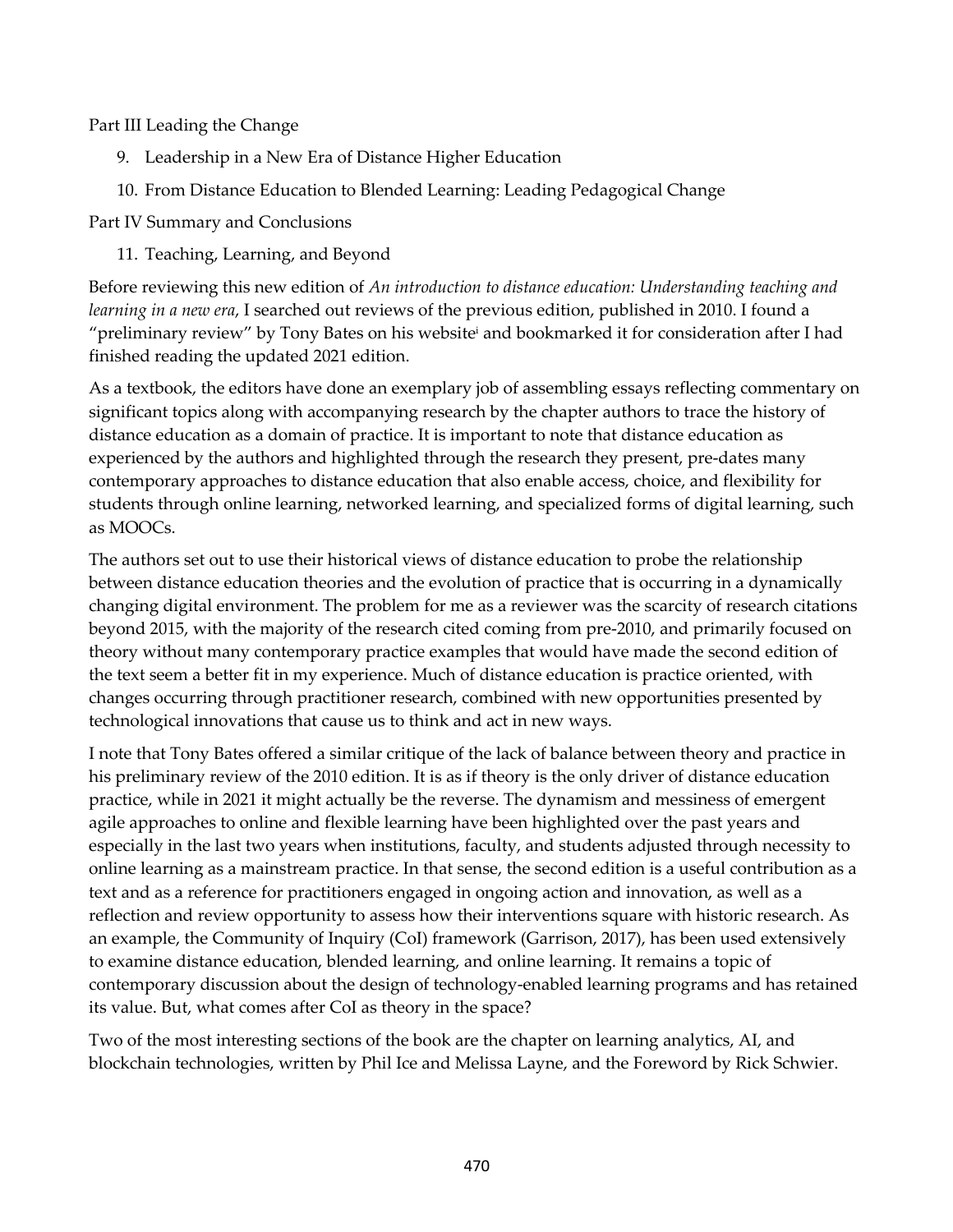Part III Leading the Change

9. Leadership in a New Era of Distance Higher Education
10. From Distance Education to Blended Learning: Leading Pedagogical Change

Part IV Summary and Conclusions

11. Teaching, Learning, and Beyond

Before reviewing this new edition of *An introduction to distance education: Understanding teaching and learning in a new era*, I searched out reviews of the previous edition, published in 2010. I found a "preliminary review" by Tony Bates on his website[i] and bookmarked it for consideration after I had finished reading the updated 2021 edition.

As a textbook, the editors have done an exemplary job of assembling essays reflecting commentary on significant topics along with accompanying research by the chapter authors to trace the history of distance education as a domain of practice. It is important to note that distance education as experienced by the authors and highlighted through the research they present, pre-dates many contemporary approaches to distance education that also enable access, choice, and flexibility for students through online learning, networked learning, and specialized forms of digital learning, such as MOOCs.

The authors set out to use their historical views of distance education to probe the relationship between distance education theories and the evolution of practice that is occurring in a dynamically changing digital environment. The problem for me as a reviewer was the scarcity of research citations beyond 2015, with the majority of the research cited coming from pre-2010, and primarily focused on theory without many contemporary practice examples that would have made the second edition of the text seem a better fit in my experience. Much of distance education is practice oriented, with changes occurring through practitioner research, combined with new opportunities presented by technological innovations that cause us to think and act in new ways.

I note that Tony Bates offered a similar critique of the lack of balance between theory and practice in his preliminary review of the 2010 edition. It is as if theory is the only driver of distance education practice, while in 2021 it might actually be the reverse. The dynamism and messiness of emergent agile approaches to online and flexible learning have been highlighted over the past years and especially in the last two years when institutions, faculty, and students adjusted through necessity to online learning as a mainstream practice. In that sense, the second edition is a useful contribution as a text and as a reference for practitioners engaged in ongoing action and innovation, as well as a reflection and review opportunity to assess how their interventions square with historic research. As an example, the Community of Inquiry (CoI) framework (Garrison, 2017), has been used extensively to examine distance education, blended learning, and online learning. It remains a topic of contemporary discussion about the design of technology-enabled learning programs and has retained its value. But, what comes after CoI as theory in the space?

Two of the most interesting sections of the book are the chapter on learning analytics, AI, and blockchain technologies, written by Phil Ice and Melissa Layne, and the Foreword by Rick Schwier.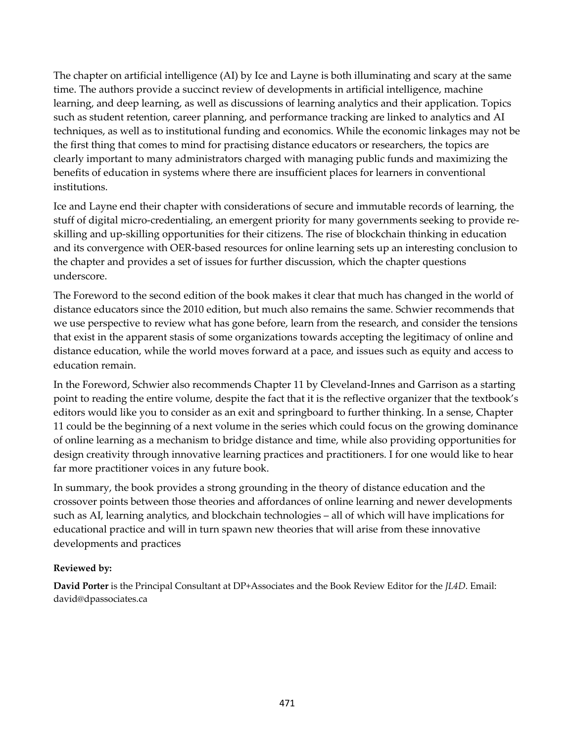The chapter on artificial intelligence (AI) by Ice and Layne is both illuminating and scary at the same time. The authors provide a succinct review of developments in artificial intelligence, machine learning, and deep learning, as well as discussions of learning analytics and their application. Topics such as student retention, career planning, and performance tracking are linked to analytics and AI techniques, as well as to institutional funding and economics. While the economic linkages may not be the first thing that comes to mind for practising distance educators or researchers, the topics are clearly important to many administrators charged with managing public funds and maximizing the benefits of education in systems where there are insufficient places for learners in conventional institutions.

Ice and Layne end their chapter with considerations of secure and immutable records of learning, the stuff of digital micro-credentialing, an emergent priority for many governments seeking to provide re-skilling and up-skilling opportunities for their citizens. The rise of blockchain thinking in education and its convergence with OER-based resources for online learning sets up an interesting conclusion to the chapter and provides a set of issues for further discussion, which the chapter questions underscore.

The Foreword to the second edition of the book makes it clear that much has changed in the world of distance educators since the 2010 edition, but much also remains the same. Schwier recommends that we use perspective to review what has gone before, learn from the research, and consider the tensions that exist in the apparent stasis of some organizations towards accepting the legitimacy of online and distance education, while the world moves forward at a pace, and issues such as equity and access to education remain.

In the Foreword, Schwier also recommends Chapter 11 by Cleveland-Innes and Garrison as a starting point to reading the entire volume, despite the fact that it is the reflective organizer that the textbook's editors would like you to consider as an exit and springboard to further thinking. In a sense, Chapter 11 could be the beginning of a next volume in the series which could focus on the growing dominance of online learning as a mechanism to bridge distance and time, while also providing opportunities for design creativity through innovative learning practices and practitioners. I for one would like to hear far more practitioner voices in any future book.

In summary, the book provides a strong grounding in the theory of distance education and the crossover points between those theories and affordances of online learning and newer developments such as AI, learning analytics, and blockchain technologies – all of which will have implications for educational practice and will in turn spawn new theories that will arise from these innovative developments and practices

**Reviewed by:**

**David Porter** is the Principal Consultant at DP+Associates and the Book Review Editor for the *JL4D*. Email: david@dpassociates.ca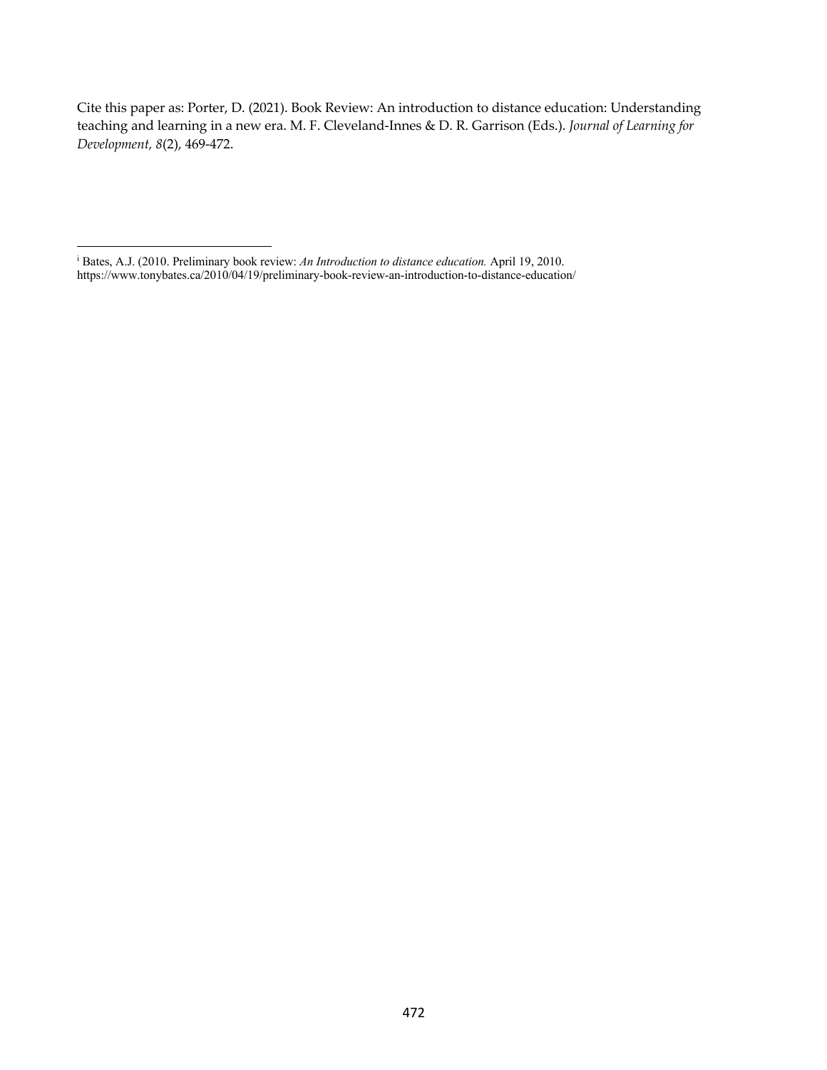Cite this paper as: Porter, D. (2021). Book Review: An introduction to distance education: Understanding teaching and learning in a new era. M. F. Cleveland-Innes & D. R. Garrison (Eds.). *Journal of Learning for Development, 8*(2), 469-472.

---

[i] Bates, A.J. (2010. Preliminary book review: *An Introduction to distance education.* April 19, 2010. https://www.tonybates.ca/2010/04/19/preliminary-book-review-an-introduction-to-distance-education/